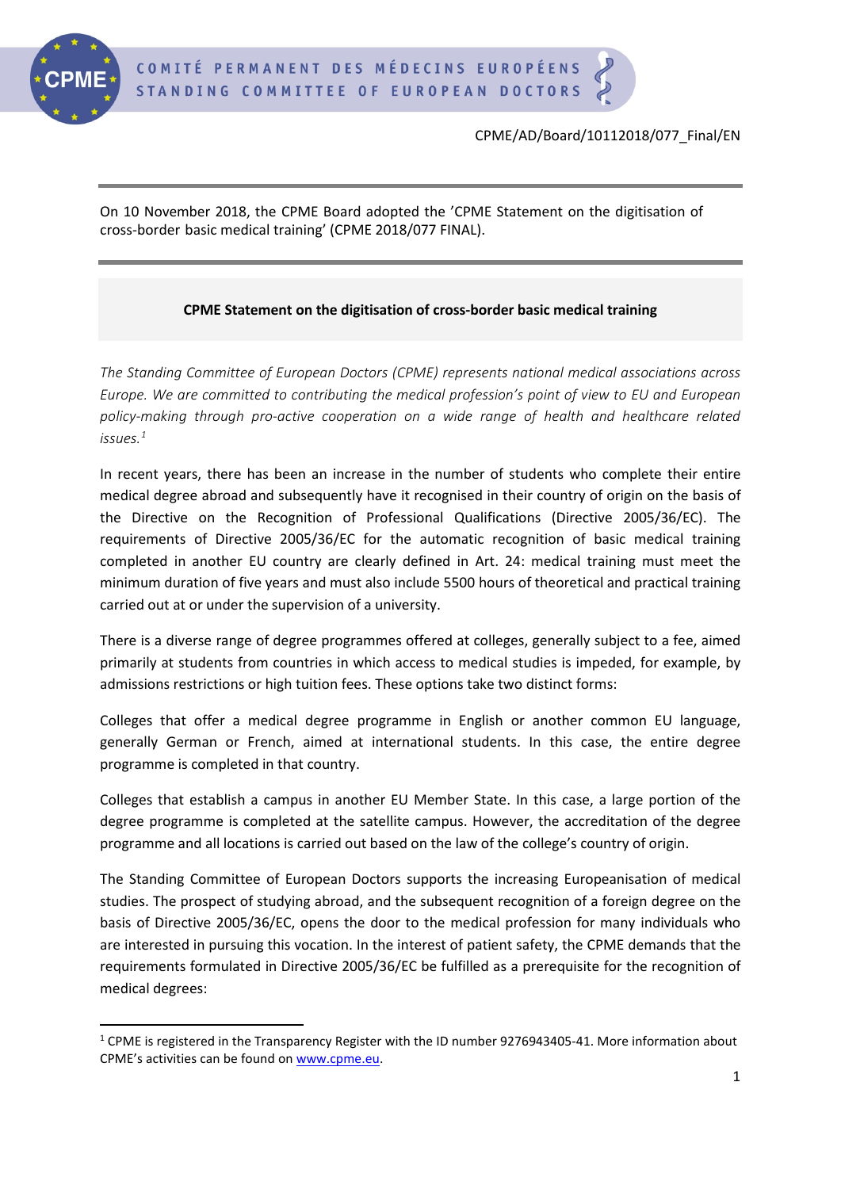CPME/AD/Board/10112018/077_Final/EN

On 10 November 2018, the CPME Board adopted the 'CPME Statement on the digitisation of cross-border basic medical training' (CPME 2018/077 FINAL).

---

## CPME Statement on the digitisation of cross-border basic medical training

*The Standing Committee of European Doctors (CPME) represents national medical associations across Europe. We are committed to contributing the medical profession's point of view to EU and European policy-making through pro-active cooperation on a wide range of health and healthcare related issues.*[1]

In recent years, there has been an increase in the number of students who complete their entire medical degree abroad and subsequently have it recognised in their country of origin on the basis of the Directive on the Recognition of Professional Qualifications (Directive 2005/36/EC). The requirements of Directive 2005/36/EC for the automatic recognition of basic medical training completed in another EU country are clearly defined in Art. 24: medical training must meet the minimum duration of five years and must also include 5500 hours of theoretical and practical training carried out at or under the supervision of a university.

There is a diverse range of degree programmes offered at colleges, generally subject to a fee, aimed primarily at students from countries in which access to medical studies is impeded, for example, by admissions restrictions or high tuition fees. These options take two distinct forms:

Colleges that offer a medical degree programme in English or another common EU language, generally German or French, aimed at international students. In this case, the entire degree programme is completed in that country.

Colleges that establish a campus in another EU Member State. In this case, a large portion of the degree programme is completed at the satellite campus. However, the accreditation of the degree programme and all locations is carried out based on the law of the college's country of origin.

The Standing Committee of European Doctors supports the increasing Europeanisation of medical studies. The prospect of studying abroad, and the subsequent recognition of a foreign degree on the basis of Directive 2005/36/EC, opens the door to the medical profession for many individuals who are interested in pursuing this vocation. In the interest of patient safety, the CPME demands that the requirements formulated in Directive 2005/36/EC be fulfilled as a prerequisite for the recognition of medical degrees:

---

[1] CPME is registered in the Transparency Register with the ID number 9276943405-41. More information about CPME's activities can be found on www.cpme.eu.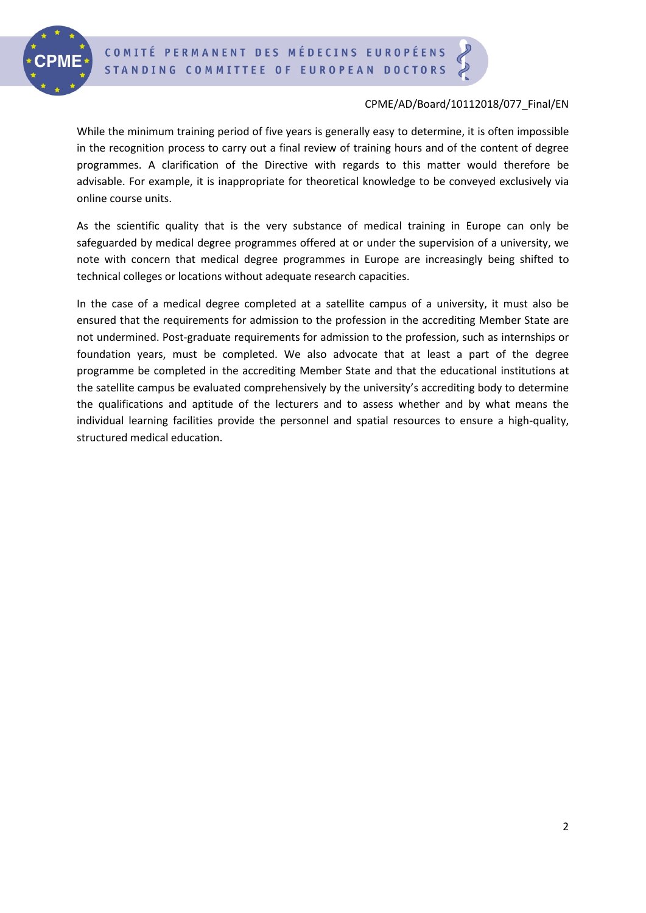CPME/AD/Board/10112018/077_Final/EN

While the minimum training period of five years is generally easy to determine, it is often impossible in the recognition process to carry out a final review of training hours and of the content of degree programmes. A clarification of the Directive with regards to this matter would therefore be advisable. For example, it is inappropriate for theoretical knowledge to be conveyed exclusively via online course units.

As the scientific quality that is the very substance of medical training in Europe can only be safeguarded by medical degree programmes offered at or under the supervision of a university, we note with concern that medical degree programmes in Europe are increasingly being shifted to technical colleges or locations without adequate research capacities.

In the case of a medical degree completed at a satellite campus of a university, it must also be ensured that the requirements for admission to the profession in the accrediting Member State are not undermined. Post-graduate requirements for admission to the profession, such as internships or foundation years, must be completed. We also advocate that at least a part of the degree programme be completed in the accrediting Member State and that the educational institutions at the satellite campus be evaluated comprehensively by the university's accrediting body to determine the qualifications and aptitude of the lecturers and to assess whether and by what means the individual learning facilities provide the personnel and spatial resources to ensure a high-quality, structured medical education.